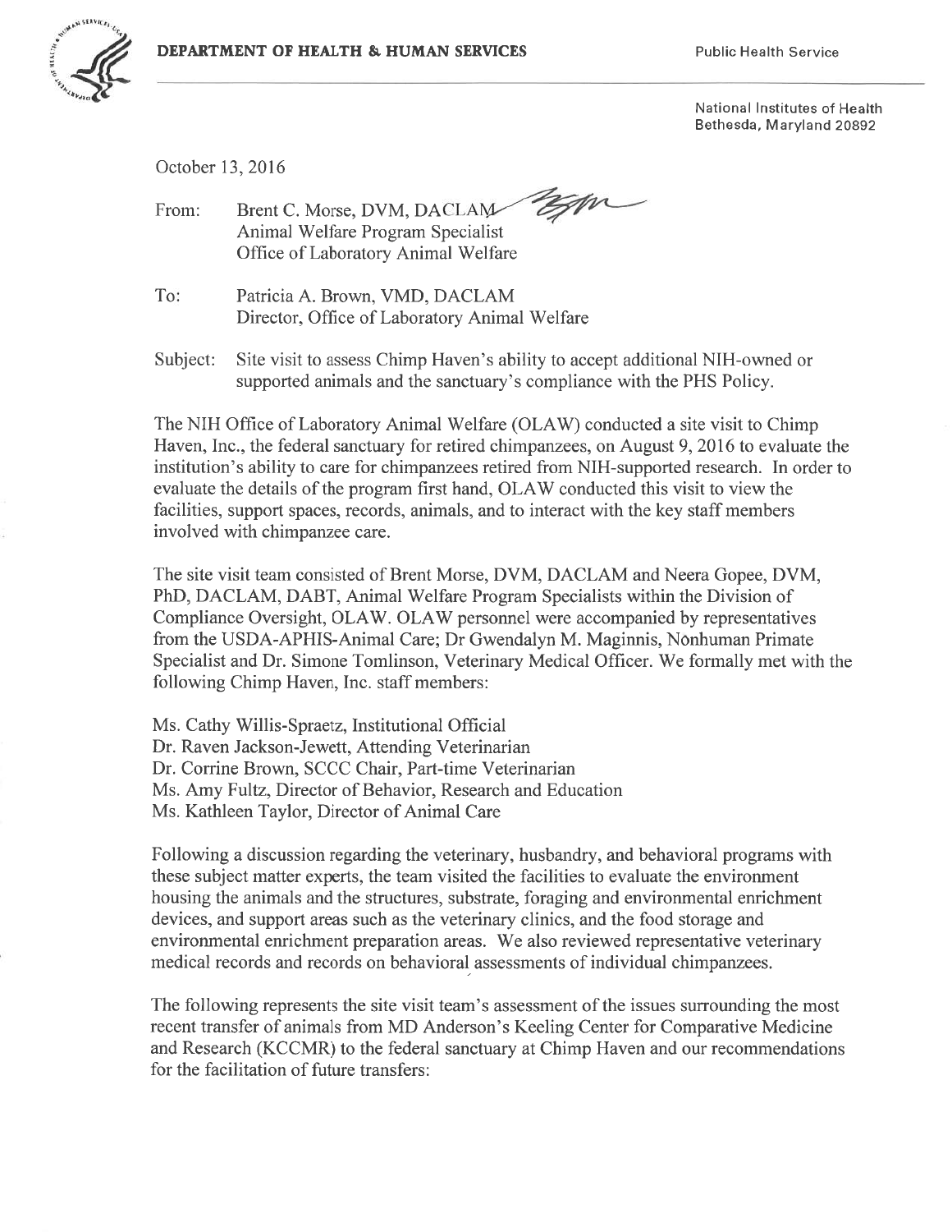**DEPARTMENT OF HEALTH & HUMAN SERVICES** Public Health Service

National Institutes of Health
Bethesda, Maryland 20892

October 13, 2016

From: Brent C. Morse, DVM, DACLAM
Animal Welfare Program Specialist
Office of Laboratory Animal Welfare

To: Patricia A. Brown, VMD, DACLAM
Director, Office of Laboratory Animal Welfare

Subject: Site visit to assess Chimp Haven's ability to accept additional NIH-owned or supported animals and the sanctuary's compliance with the PHS Policy.

The NIH Office of Laboratory Animal Welfare (OLAW) conducted a site visit to Chimp Haven, Inc., the federal sanctuary for retired chimpanzees, on August 9, 2016 to evaluate the institution's ability to care for chimpanzees retired from NIH-supported research. In order to evaluate the details of the program first hand, OLAW conducted this visit to view the facilities, support spaces, records, animals, and to interact with the key staff members involved with chimpanzee care.

The site visit team consisted of Brent Morse, DVM, DACLAM and Neera Gopee, DVM, PhD, DACLAM, DABT, Animal Welfare Program Specialists within the Division of Compliance Oversight, OLAW. OLAW personnel were accompanied by representatives from the USDA-APHIS-Animal Care; Dr Gwendalyn M. Maginnis, Nonhuman Primate Specialist and Dr. Simone Tomlinson, Veterinary Medical Officer. We formally met with the following Chimp Haven, Inc. staff members:

Ms. Cathy Willis-Spraetz, Institutional Official
Dr. Raven Jackson-Jewett, Attending Veterinarian
Dr. Corrine Brown, SCCC Chair, Part-time Veterinarian
Ms. Amy Fultz, Director of Behavior, Research and Education
Ms. Kathleen Taylor, Director of Animal Care

Following a discussion regarding the veterinary, husbandry, and behavioral programs with these subject matter experts, the team visited the facilities to evaluate the environment housing the animals and the structures, substrate, foraging and environmental enrichment devices, and support areas such as the veterinary clinics, and the food storage and environmental enrichment preparation areas. We also reviewed representative veterinary medical records and records on behavioral assessments of individual chimpanzees.

The following represents the site visit team's assessment of the issues surrounding the most recent transfer of animals from MD Anderson's Keeling Center for Comparative Medicine and Research (KCCMR) to the federal sanctuary at Chimp Haven and our recommendations for the facilitation of future transfers: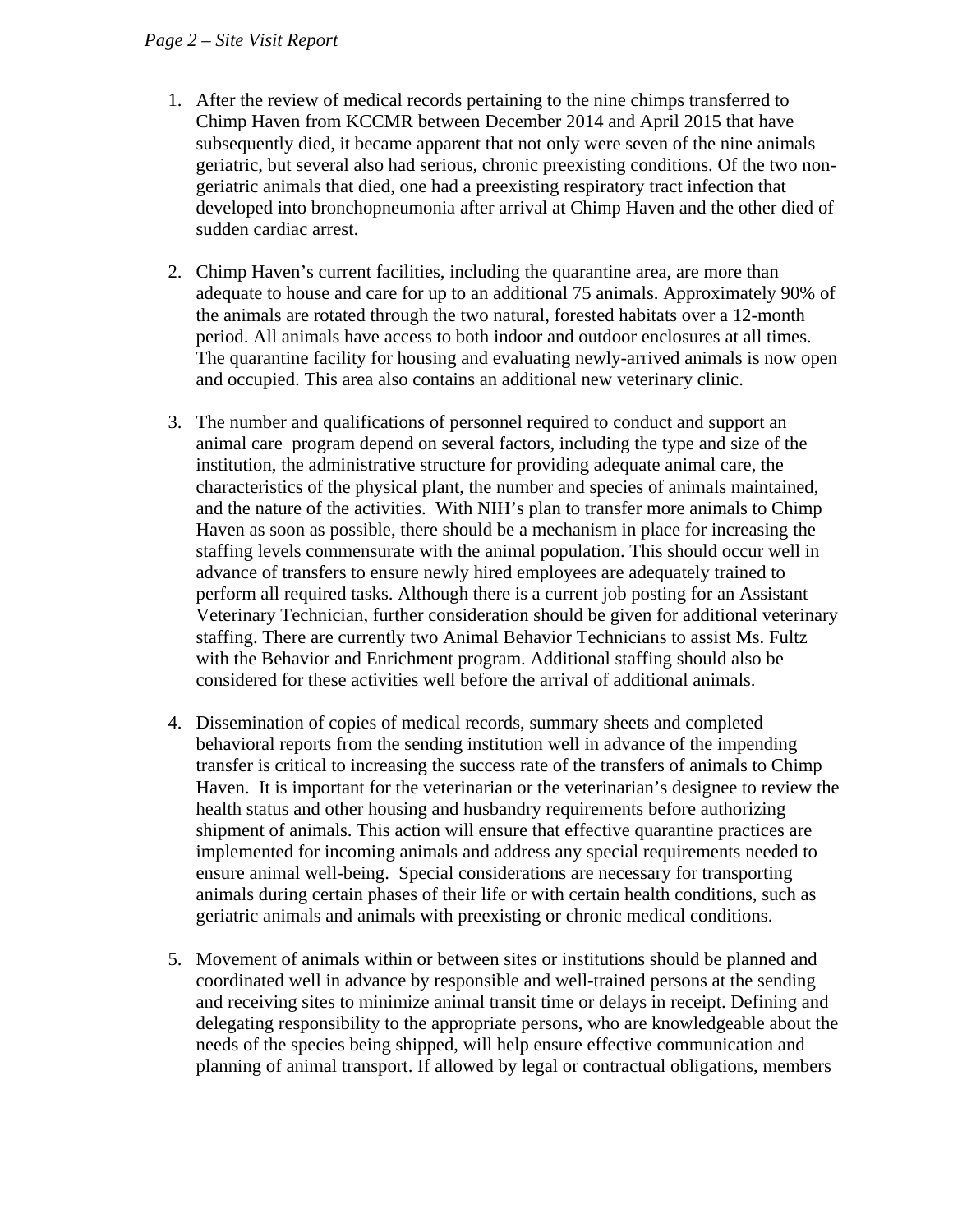1. After the review of medical records pertaining to the nine chimps transferred to Chimp Haven from KCCMR between December 2014 and April 2015 that have subsequently died, it became apparent that not only were seven of the nine animals geriatric, but several also had serious, chronic preexisting conditions. Of the two non-geriatric animals that died, one had a preexisting respiratory tract infection that developed into bronchopneumonia after arrival at Chimp Haven and the other died of sudden cardiac arrest.

2. Chimp Haven's current facilities, including the quarantine area, are more than adequate to house and care for up to an additional 75 animals. Approximately 90% of the animals are rotated through the two natural, forested habitats over a 12-month period. All animals have access to both indoor and outdoor enclosures at all times. The quarantine facility for housing and evaluating newly-arrived animals is now open and occupied. This area also contains an additional new veterinary clinic.

3. The number and qualifications of personnel required to conduct and support an animal care program depend on several factors, including the type and size of the institution, the administrative structure for providing adequate animal care, the characteristics of the physical plant, the number and species of animals maintained, and the nature of the activities. With NIH's plan to transfer more animals to Chimp Haven as soon as possible, there should be a mechanism in place for increasing the staffing levels commensurate with the animal population. This should occur well in advance of transfers to ensure newly hired employees are adequately trained to perform all required tasks. Although there is a current job posting for an Assistant Veterinary Technician, further consideration should be given for additional veterinary staffing. There are currently two Animal Behavior Technicians to assist Ms. Fultz with the Behavior and Enrichment program. Additional staffing should also be considered for these activities well before the arrival of additional animals.

4. Dissemination of copies of medical records, summary sheets and completed behavioral reports from the sending institution well in advance of the impending transfer is critical to increasing the success rate of the transfers of animals to Chimp Haven. It is important for the veterinarian or the veterinarian's designee to review the health status and other housing and husbandry requirements before authorizing shipment of animals. This action will ensure that effective quarantine practices are implemented for incoming animals and address any special requirements needed to ensure animal well-being. Special considerations are necessary for transporting animals during certain phases of their life or with certain health conditions, such as geriatric animals and animals with preexisting or chronic medical conditions.

5. Movement of animals within or between sites or institutions should be planned and coordinated well in advance by responsible and well-trained persons at the sending and receiving sites to minimize animal transit time or delays in receipt. Defining and delegating responsibility to the appropriate persons, who are knowledgeable about the needs of the species being shipped, will help ensure effective communication and planning of animal transport. If allowed by legal or contractual obligations, members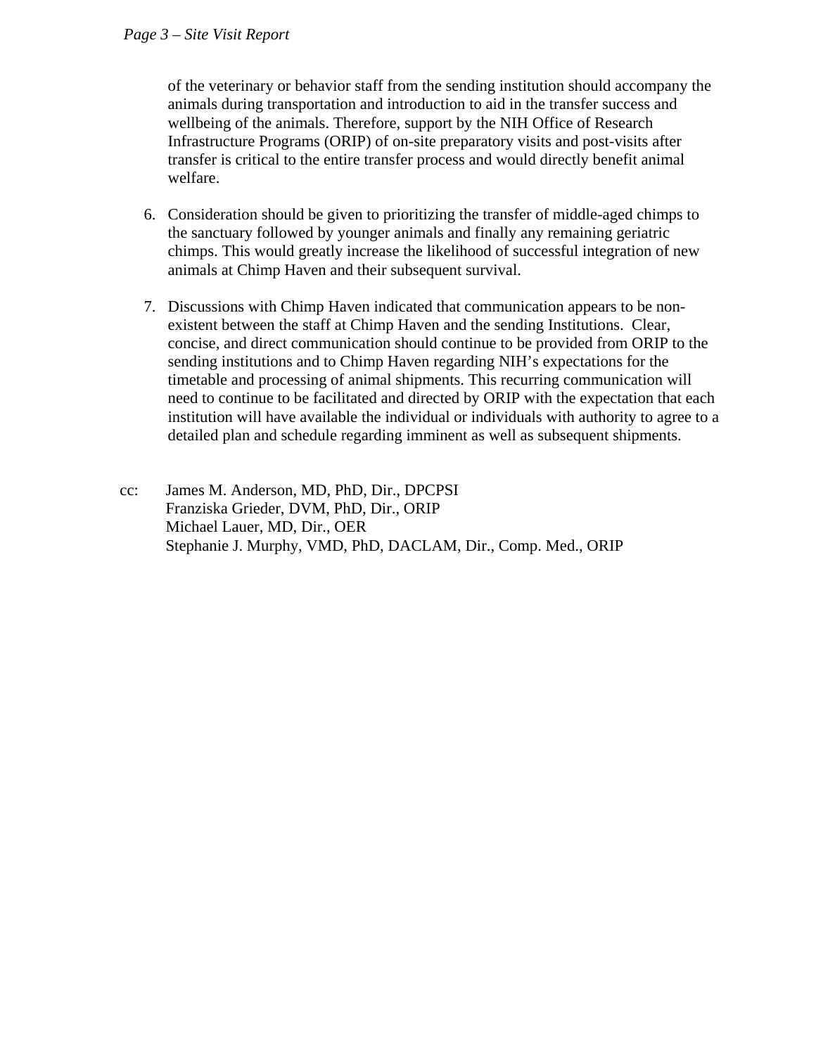of the veterinary or behavior staff from the sending institution should accompany the animals during transportation and introduction to aid in the transfer success and wellbeing of the animals. Therefore, support by the NIH Office of Research Infrastructure Programs (ORIP) of on-site preparatory visits and post-visits after transfer is critical to the entire transfer process and would directly benefit animal welfare.

6. Consideration should be given to prioritizing the transfer of middle-aged chimps to the sanctuary followed by younger animals and finally any remaining geriatric chimps. This would greatly increase the likelihood of successful integration of new animals at Chimp Haven and their subsequent survival.

7. Discussions with Chimp Haven indicated that communication appears to be non-existent between the staff at Chimp Haven and the sending Institutions. Clear, concise, and direct communication should continue to be provided from ORIP to the sending institutions and to Chimp Haven regarding NIH's expectations for the timetable and processing of animal shipments. This recurring communication will need to continue to be facilitated and directed by ORIP with the expectation that each institution will have available the individual or individuals with authority to agree to a detailed plan and schedule regarding imminent as well as subsequent shipments.

cc: James M. Anderson, MD, PhD, Dir., DPCPSI
Franziska Grieder, DVM, PhD, Dir., ORIP
Michael Lauer, MD, Dir., OER
Stephanie J. Murphy, VMD, PhD, DACLAM, Dir., Comp. Med., ORIP